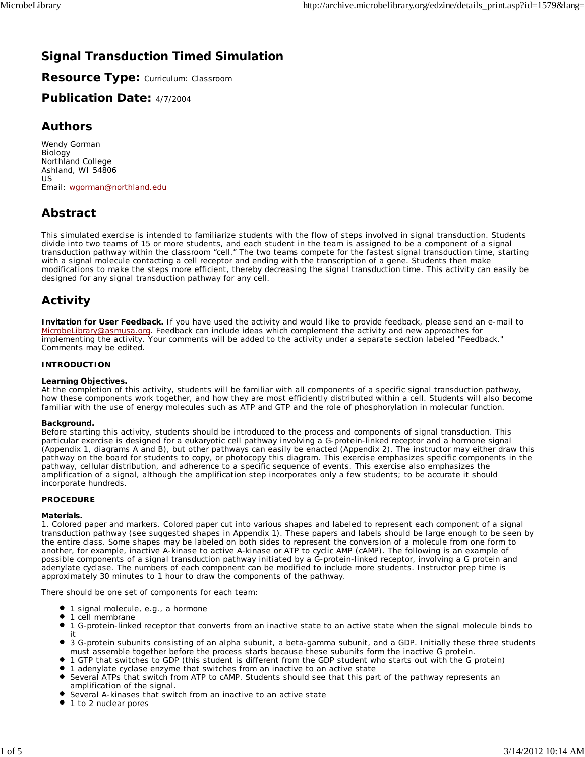# Signal Transduction Timed Simulation

## Resource Type: Curriculum: Classroom

## Publication Date: 4/7/2004

## Authors

Wendy Gorman
Biology
Northland College
Ashland, WI 54806
US
Email: wgorman@northland.edu

## Abstract

This simulated exercise is intended to familiarize students with the flow of steps involved in signal transduction. Students divide into two teams of 15 or more students, and each student in the team is assigned to be a component of a signal transduction pathway within the classroom "cell." The two teams compete for the fastest signal transduction time, starting with a signal molecule contacting a cell receptor and ending with the transcription of a gene. Students then make modifications to make the steps more efficient, thereby decreasing the signal transduction time. This activity can easily be designed for any signal transduction pathway for any cell.

## Activity

**Invitation for User Feedback.** If you have used the activity and would like to provide feedback, please send an e-mail to MicrobeLibrary@asmusa.org. Feedback can include ideas which complement the activity and new approaches for implementing the activity. Your comments will be added to the activity under a separate section labeled "Feedback." Comments may be edited.

**INTRODUCTION**

**Learning Objectives.**
At the completion of this activity, students will be familiar with all components of a specific signal transduction pathway, how these components work together, and how they are most efficiently distributed within a cell. Students will also become familiar with the use of energy molecules such as ATP and GTP and the role of phosphorylation in molecular function.

**Background.**
Before starting this activity, students should be introduced to the process and components of signal transduction. This particular exercise is designed for a eukaryotic cell pathway involving a G-protein-linked receptor and a hormone signal (Appendix 1, diagrams A and B), but other pathways can easily be enacted (Appendix 2). The instructor may either draw this pathway on the board for students to copy, or photocopy this diagram. This exercise emphasizes specific components in the pathway, cellular distribution, and adherence to a specific sequence of events. This exercise also emphasizes the amplification of a signal, although the amplification step incorporates only a few students; to be accurate it should incorporate hundreds.

**PROCEDURE**

**Materials.**
1. Colored paper and markers. Colored paper cut into various shapes and labeled to represent each component of a signal transduction pathway (see suggested shapes in Appendix 1). These papers and labels should be large enough to be seen by the entire class. Some shapes may be labeled on both sides to represent the conversion of a molecule from one form to another, for example, inactive A-kinase to active A-kinase or ATP to cyclic AMP (cAMP). The following is an example of possible components of a signal transduction pathway initiated by a G-protein-linked receptor, involving a G protein and adenylate cyclase. The numbers of each component can be modified to include more students. Instructor prep time is approximately 30 minutes to 1 hour to draw the components of the pathway.

There should be one set of components for each team:

- 1 signal molecule, e.g., a hormone
- 1 cell membrane
- 1 G-protein-linked receptor that converts from an inactive state to an active state when the signal molecule binds to it
- 3 G-protein subunits consisting of an alpha subunit, a beta-gamma subunit, and a GDP. Initially these three students must assemble together before the process starts because these subunits form the inactive G protein.
- 1 GTP that switches to GDP (this student is different from the GDP student who starts out with the G protein)
- 1 adenylate cyclase enzyme that switches from an inactive to an active state
- Several ATPs that switch from ATP to cAMP. Students should see that this part of the pathway represents an amplification of the signal.
- Several A-kinases that switch from an inactive to an active state
- 1 to 2 nuclear pores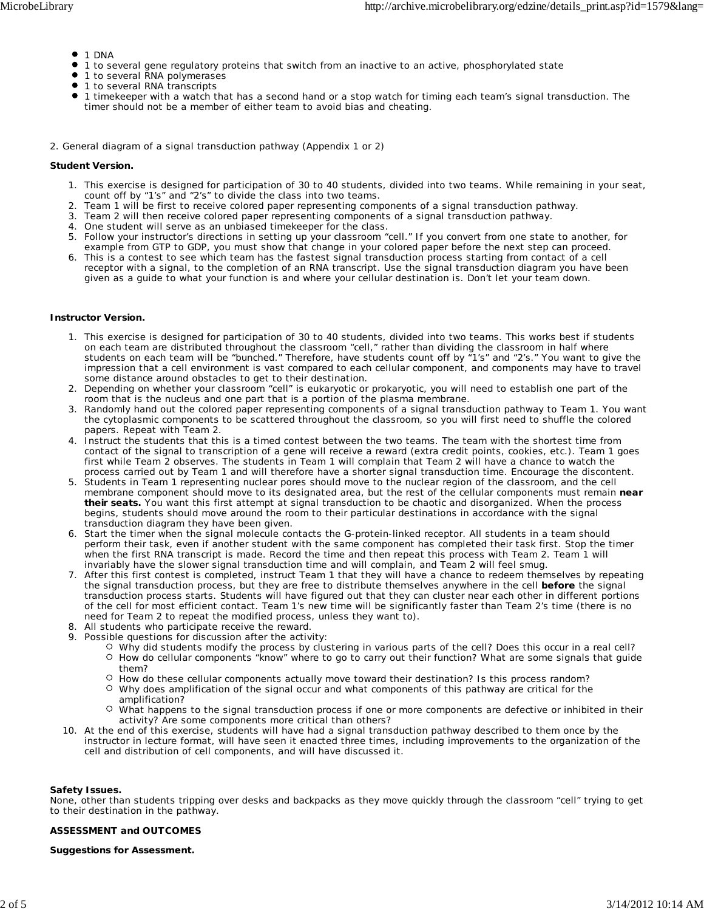- 1 DNA
- 1 to several gene regulatory proteins that switch from an inactive to an active, phosphorylated state
- 1 to several RNA polymerases
- 1 to several RNA transcripts
- 1 timekeeper with a watch that has a second hand or a stop watch for timing each team's signal transduction. The timer should not be a member of either team to avoid bias and cheating.

2. General diagram of a signal transduction pathway (Appendix 1 or 2)

**Student Version.**

1. This exercise is designed for participation of 30 to 40 students, divided into two teams. While remaining in your seat, count off by "1's" and "2's" to divide the class into two teams.
2. Team 1 will be first to receive colored paper representing components of a signal transduction pathway.
3. Team 2 will then receive colored paper representing components of a signal transduction pathway.
4. One student will serve as an unbiased timekeeper for the class.
5. Follow your instructor's directions in setting up your classroom "cell." If you convert from one state to another, for example from GTP to GDP, you must show that change in your colored paper before the next step can proceed.
6. This is a contest to see which team has the fastest signal transduction process starting from contact of a cell receptor with a signal, to the completion of an RNA transcript. Use the signal transduction diagram you have been given as a guide to what your function is and where your cellular destination is. Don't let your team down.

**Instructor Version.**

1. This exercise is designed for participation of 30 to 40 students, divided into two teams. This works best if students on each team are distributed throughout the classroom "cell," rather than dividing the classroom in half where students on each team will be "bunched." Therefore, have students count off by "1's" and "2's." You want to give the impression that a cell environment is vast compared to each cellular component, and components may have to travel some distance around obstacles to get to their destination.
2. Depending on whether your classroom "cell" is eukaryotic or prokaryotic, you will need to establish one part of the room that is the nucleus and one part that is a portion of the plasma membrane.
3. Randomly hand out the colored paper representing components of a signal transduction pathway to Team 1. You want the cytoplasmic components to be scattered throughout the classroom, so you will first need to shuffle the colored papers. Repeat with Team 2.
4. Instruct the students that this is a timed contest between the two teams. The team with the shortest time from contact of the signal to transcription of a gene will receive a reward (extra credit points, cookies, etc.). Team 1 goes first while Team 2 observes. The students in Team 1 will complain that Team 2 will have a chance to watch the process carried out by Team 1 and will therefore have a shorter signal transduction time. Encourage the discontent.
5. Students in Team 1 representing nuclear pores should move to the nuclear region of the classroom, and the cell membrane component should move to its designated area, but the rest of the cellular components must remain **near their seats.** You want this first attempt at signal transduction to be chaotic and disorganized. When the process begins, students should move around the room to their particular destinations in accordance with the signal transduction diagram they have been given.
6. Start the timer when the signal molecule contacts the G-protein-linked receptor. All students in a team should perform their task, even if another student with the same component has completed their task first. Stop the timer when the first RNA transcript is made. Record the time and then repeat this process with Team 2. Team 1 will invariably have the slower signal transduction time and will complain, and Team 2 will feel smug.
7. After this first contest is completed, instruct Team 1 that they will have a chance to redeem themselves by repeating the signal transduction process, but they are free to distribute themselves anywhere in the cell **before** the signal transduction process starts. Students will have figured out that they can cluster near each other in different portions of the cell for most efficient contact. Team 1's new time will be significantly faster than Team 2's time (there is no need for Team 2 to repeat the modified process, unless they want to).
8. All students who participate receive the reward.
9. Possible questions for discussion after the activity:
   - Why did students modify the process by clustering in various parts of the cell? Does this occur in a real cell?
   - How do cellular components "know" where to go to carry out their function? What are some signals that guide them?
   - How do these cellular components actually move toward their destination? Is this process random?
   - Why does amplification of the signal occur and what components of this pathway are critical for the amplification?
   - What happens to the signal transduction process if one or more components are defective or inhibited in their activity? Are some components more critical than others?
10. At the end of this exercise, students will have had a signal transduction pathway described to them once by the instructor in lecture format, will have seen it enacted three times, including improvements to the organization of the cell and distribution of cell components, and will have discussed it.

**Safety Issues.**
None, other than students tripping over desks and backpacks as they move quickly through the classroom "cell" trying to get to their destination in the pathway.

**ASSESSMENT and OUTCOMES**

**Suggestions for Assessment.**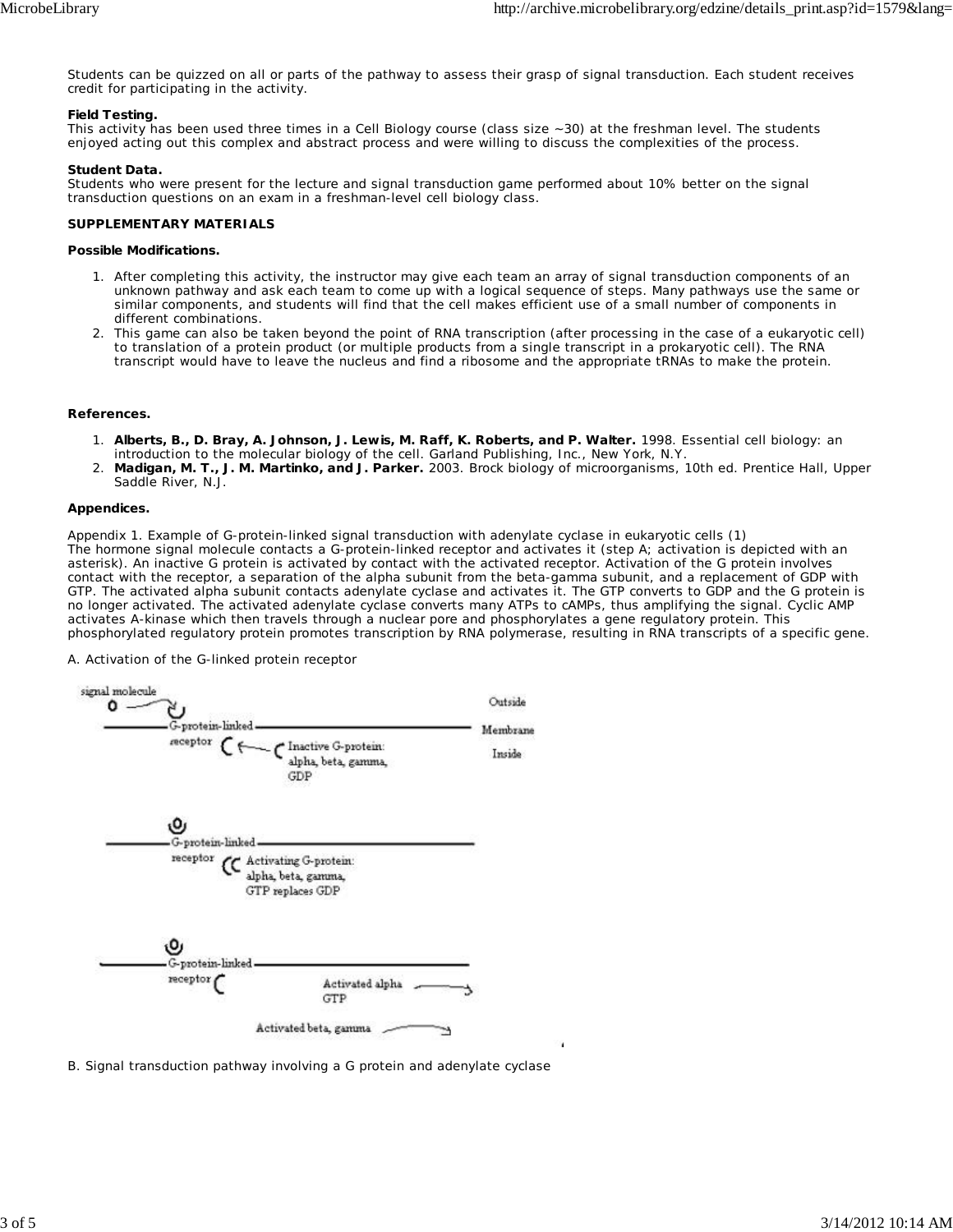Students can be quizzed on all or parts of the pathway to assess their grasp of signal transduction. Each student receives credit for participating in the activity.

**Field Testing.**
This activity has been used three times in a Cell Biology course (class size ~30) at the freshman level. The students enjoyed acting out this complex and abstract process and were willing to discuss the complexities of the process.

**Student Data.**
Students who were present for the lecture and signal transduction game performed about 10% better on the signal transduction questions on an exam in a freshman-level cell biology class.

**SUPPLEMENTARY MATERIALS**

**Possible Modifications.**

1. After completing this activity, the instructor may give each team an array of signal transduction components of an unknown pathway and ask each team to come up with a logical sequence of steps. Many pathways use the same or similar components, and students will find that the cell makes efficient use of a small number of components in different combinations.
2. This game can also be taken beyond the point of RNA transcription (after processing in the case of a eukaryotic cell) to translation of a protein product (or multiple products from a single transcript in a prokaryotic cell). The RNA transcript would have to leave the nucleus and find a ribosome and the appropriate tRNAs to make the protein.

**References.**

1. **Alberts, B., D. Bray, A. Johnson, J. Lewis, M. Raff, K. Roberts, and P. Walter.** 1998. Essential cell biology: an introduction to the molecular biology of the cell. Garland Publishing, Inc., New York, N.Y.
2. **Madigan, M. T., J. M. Martinko, and J. Parker.** 2003. Brock biology of microorganisms, 10th ed. Prentice Hall, Upper Saddle River, N.J.

**Appendices.**

Appendix 1. Example of G-protein-linked signal transduction with adenylate cyclase in eukaryotic cells (1)
The hormone signal molecule contacts a G-protein-linked receptor and activates it (step A; activation is depicted with an asterisk). An inactive G protein is activated by contact with the activated receptor. Activation of the G protein involves contact with the receptor, a separation of the alpha subunit from the beta-gamma subunit, and a replacement of GDP with GTP. The activated alpha subunit contacts adenylate cyclase and activates it. The GTP converts to GDP and the G protein is no longer activated. The activated adenylate cyclase converts many ATPs to cAMPs, thus amplifying the signal. Cyclic AMP activates A-kinase which then travels through a nuclear pore and phosphorylates a gene regulatory protein. This phosphorylated regulatory protein promotes transcription by RNA polymerase, resulting in RNA transcripts of a specific gene.

A. Activation of the G-linked protein receptor

signal molecule — Outside — Membrane — Inside

G-protein-linked receptor — Inactive G-protein: alpha, beta, gamma, GDP

G-protein-linked receptor — Activating G-protein: alpha, beta, gamma, GTP replaces GDP

G-protein-linked receptor — Activated alpha GTP — Activated beta, gamma

B. Signal transduction pathway involving a G protein and adenylate cyclase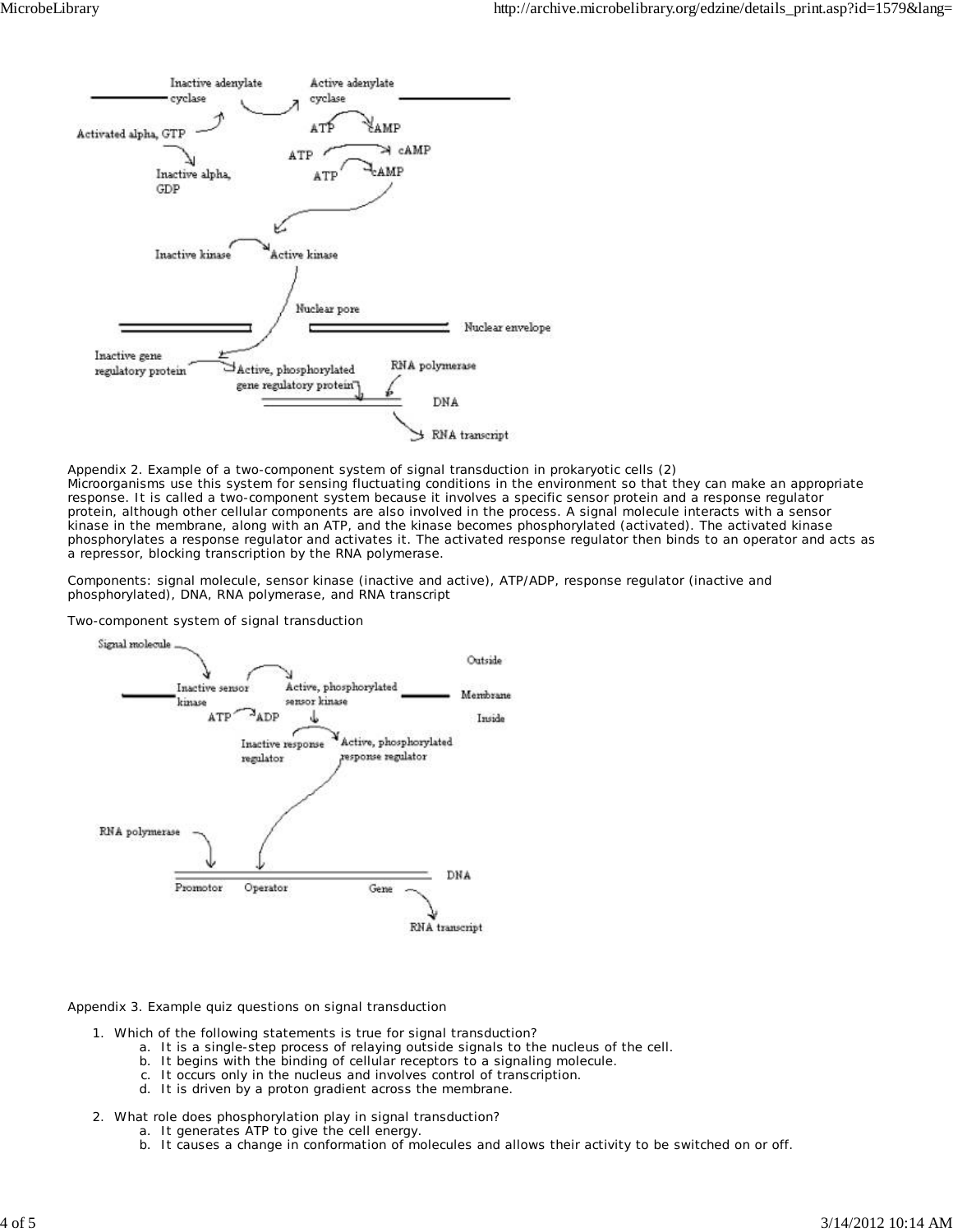Appendix 2. Example of a two-component system of signal transduction in prokaryotic cells (2)
Microorganisms use this system for sensing fluctuating conditions in the environment so that they can make an appropriate response. It is called a two-component system because it involves a specific sensor protein and a response regulator protein, although other cellular components are also involved in the process. A signal molecule interacts with a sensor kinase in the membrane, along with an ATP, and the kinase becomes phosphorylated (activated). The activated kinase phosphorylates a response regulator and activates it. The activated response regulator then binds to an operator and acts as a repressor, blocking transcription by the RNA polymerase.

Components: signal molecule, sensor kinase (inactive and active), ATP/ADP, response regulator (inactive and phosphorylated), DNA, RNA polymerase, and RNA transcript

Two-component system of signal transduction

Appendix 3. Example quiz questions on signal transduction

1. Which of the following statements is true for signal transduction?
   a. It is a single-step process of relaying outside signals to the nucleus of the cell.
   b. It begins with the binding of cellular receptors to a signaling molecule.
   c. It occurs only in the nucleus and involves control of transcription.
   d. It is driven by a proton gradient across the membrane.

2. What role does phosphorylation play in signal transduction?
   a. It generates ATP to give the cell energy.
   b. It causes a change in conformation of molecules and allows their activity to be switched on or off.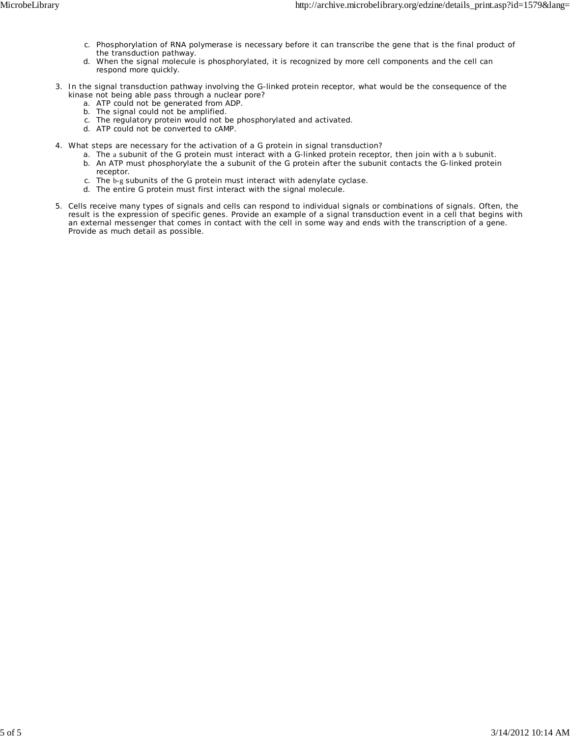c. Phosphorylation of RNA polymerase is necessary before it can transcribe the gene that is the final product of the transduction pathway.
d. When the signal molecule is phosphorylated, it is recognized by more cell components and the cell can respond more quickly.

3. In the signal transduction pathway involving the G-linked protein receptor, what would be the consequence of the kinase not being able pass through a nuclear pore?
   a. ATP could not be generated from ADP.
   b. The signal could not be amplified.
   c. The regulatory protein would not be phosphorylated and activated.
   d. ATP could not be converted to cAMP.

4. What steps are necessary for the activation of a G protein in signal transduction?
   a. The a subunit of the G protein must interact with a G-linked protein receptor, then join with a b subunit.
   b. An ATP must phosphorylate the a subunit of the G protein after the subunit contacts the G-linked protein receptor.
   c. The b-g subunits of the G protein must interact with adenylate cyclase.
   d. The entire G protein must first interact with the signal molecule.

5. Cells receive many types of signals and cells can respond to individual signals or combinations of signals. Often, the result is the expression of specific genes. Provide an example of a signal transduction event in a cell that begins with an external messenger that comes in contact with the cell in some way and ends with the transcription of a gene. Provide as much detail as possible.